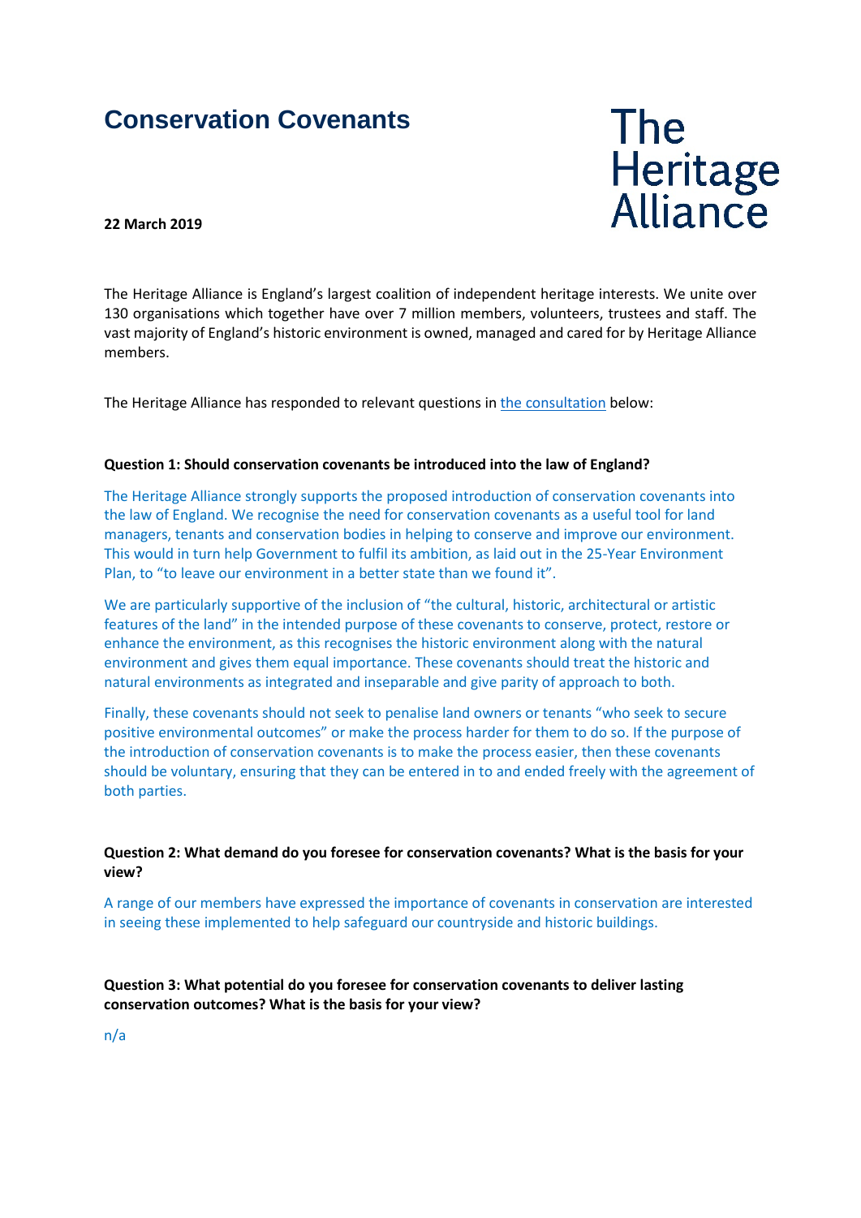# Conservation Covenants

The Heritage Alliance

**22 March 2019**

The Heritage Alliance is England's largest coalition of independent heritage interests. We unite over 130 organisations which together have over 7 million members, volunteers, trustees and staff. The vast majority of England's historic environment is owned, managed and cared for by Heritage Alliance members.

The Heritage Alliance has responded to relevant questions in the consultation below:

**Question 1: Should conservation covenants be introduced into the law of England?**

The Heritage Alliance strongly supports the proposed introduction of conservation covenants into the law of England. We recognise the need for conservation covenants as a useful tool for land managers, tenants and conservation bodies in helping to conserve and improve our environment. This would in turn help Government to fulfil its ambition, as laid out in the 25-Year Environment Plan, to "to leave our environment in a better state than we found it".

We are particularly supportive of the inclusion of "the cultural, historic, architectural or artistic features of the land" in the intended purpose of these covenants to conserve, protect, restore or enhance the environment, as this recognises the historic environment along with the natural environment and gives them equal importance. These covenants should treat the historic and natural environments as integrated and inseparable and give parity of approach to both.

Finally, these covenants should not seek to penalise land owners or tenants "who seek to secure positive environmental outcomes" or make the process harder for them to do so. If the purpose of the introduction of conservation covenants is to make the process easier, then these covenants should be voluntary, ensuring that they can be entered in to and ended freely with the agreement of both parties.

**Question 2: What demand do you foresee for conservation covenants? What is the basis for your view?**

A range of our members have expressed the importance of covenants in conservation are interested in seeing these implemented to help safeguard our countryside and historic buildings.

**Question 3: What potential do you foresee for conservation covenants to deliver lasting conservation outcomes? What is the basis for your view?**

n/a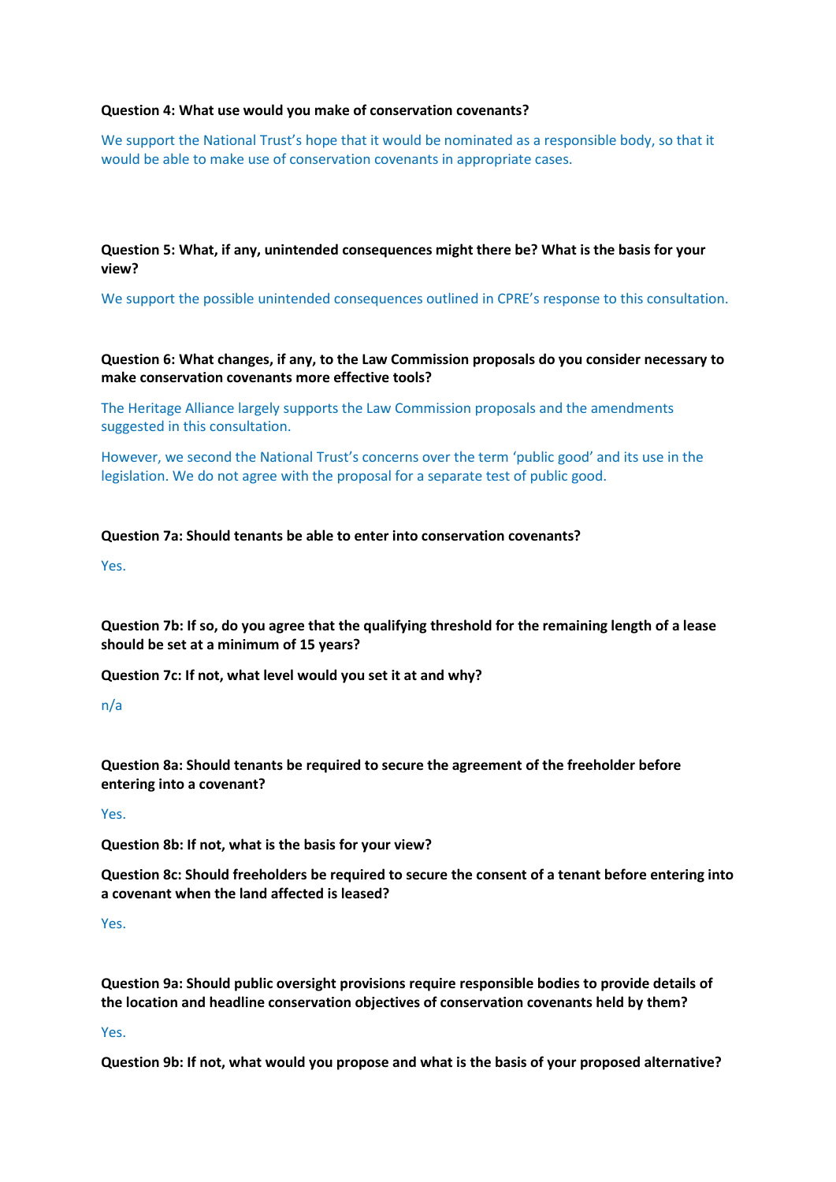**Question 4: What use would you make of conservation covenants?**

We support the National Trust's hope that it would be nominated as a responsible body, so that it would be able to make use of conservation covenants in appropriate cases.

**Question 5: What, if any, unintended consequences might there be? What is the basis for your view?**

We support the possible unintended consequences outlined in CPRE's response to this consultation.

**Question 6: What changes, if any, to the Law Commission proposals do you consider necessary to make conservation covenants more effective tools?**

The Heritage Alliance largely supports the Law Commission proposals and the amendments suggested in this consultation.

However, we second the National Trust's concerns over the term 'public good' and its use in the legislation. We do not agree with the proposal for a separate test of public good.

**Question 7a: Should tenants be able to enter into conservation covenants?**

Yes.

**Question 7b: If so, do you agree that the qualifying threshold for the remaining length of a lease should be set at a minimum of 15 years?**

**Question 7c: If not, what level would you set it at and why?**

n/a

**Question 8a: Should tenants be required to secure the agreement of the freeholder before entering into a covenant?**

Yes.

**Question 8b: If not, what is the basis for your view?**

**Question 8c: Should freeholders be required to secure the consent of a tenant before entering into a covenant when the land affected is leased?**

Yes.

**Question 9a: Should public oversight provisions require responsible bodies to provide details of the location and headline conservation objectives of conservation covenants held by them?**

Yes.

**Question 9b: If not, what would you propose and what is the basis of your proposed alternative?**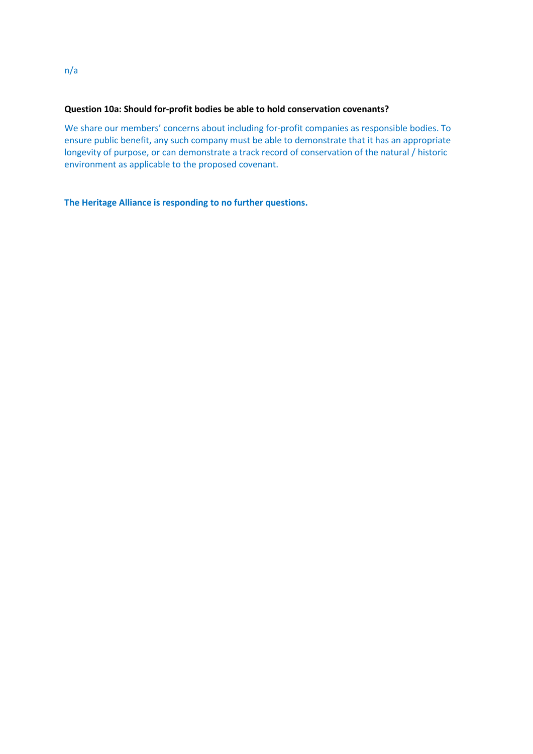n/a

**Question 10a: Should for-profit bodies be able to hold conservation covenants?**

We share our members' concerns about including for-profit companies as responsible bodies. To ensure public benefit, any such company must be able to demonstrate that it has an appropriate longevity of purpose, or can demonstrate a track record of conservation of the natural / historic environment as applicable to the proposed covenant.

**The Heritage Alliance is responding to no further questions.**